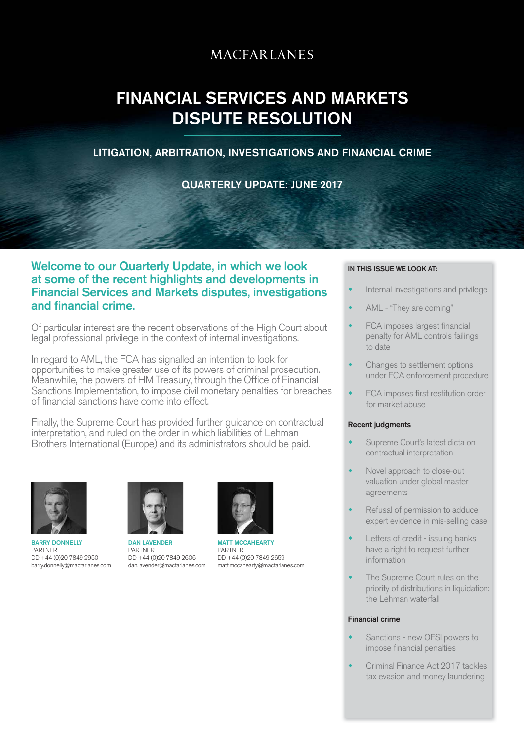MACFARLANES

# FINANCIAL SERVICES AND MARKETS DISPUTE RESOLUTION

## LITIGATION, ARBITRATION, INVESTIGATIONS AND FINANCIAL CRIME

### QUARTERLY UPDATE: JUNE 2017

**Welcome to our Quarterly Update, in which we look at some of the recent highlights and developments in Financial Services and Markets disputes, investigations and financial crime.**

Of particular interest are the recent observations of the High Court about legal professional privilege in the context of internal investigations.

In regard to AML, the FCA has signalled an intention to look for opportunities to make greater use of its powers of criminal prosecution. Meanwhile, the powers of HM Treasury, through the Office of Financial Sanctions Implementation, to impose civil monetary penalties for breaches of financial sanctions have come into effect.

Finally, the Supreme Court has provided further guidance on contractual interpretation, and ruled on the order in which liabilities of Lehman Brothers International (Europe) and its administrators should be paid.

**BARRY DONNELLY**
PARTNER
DD +44 (0)20 7849 2950
barry.donnelly@macfarlanes.com

**DAN LAVENDER**
PARTNER
DD +44 (0)20 7849 2606
dan.lavender@macfarlanes.com

**MATT MCCAHEARTY**
PARTNER
DD +44 (0)20 7849 2659
matt.mccahearty@macfarlanes.com

**IN THIS ISSUE WE LOOK AT:**

- Internal investigations and privilege
- AML - "They are coming"
- FCA imposes largest financial penalty for AML controls failings to date
- Changes to settlement options under FCA enforcement procedure
- FCA imposes first restitution order for market abuse

**Recent judgments**

- Supreme Court's latest dicta on contractual interpretation
- Novel approach to close-out valuation under global master agreements
- Refusal of permission to adduce expert evidence in mis-selling case
- Letters of credit - issuing banks have a right to request further information
- The Supreme Court rules on the priority of distributions in liquidation: the Lehman waterfall

**Financial crime**

- Sanctions - new OFSI powers to impose financial penalties
- Criminal Finance Act 2017 tackles tax evasion and money laundering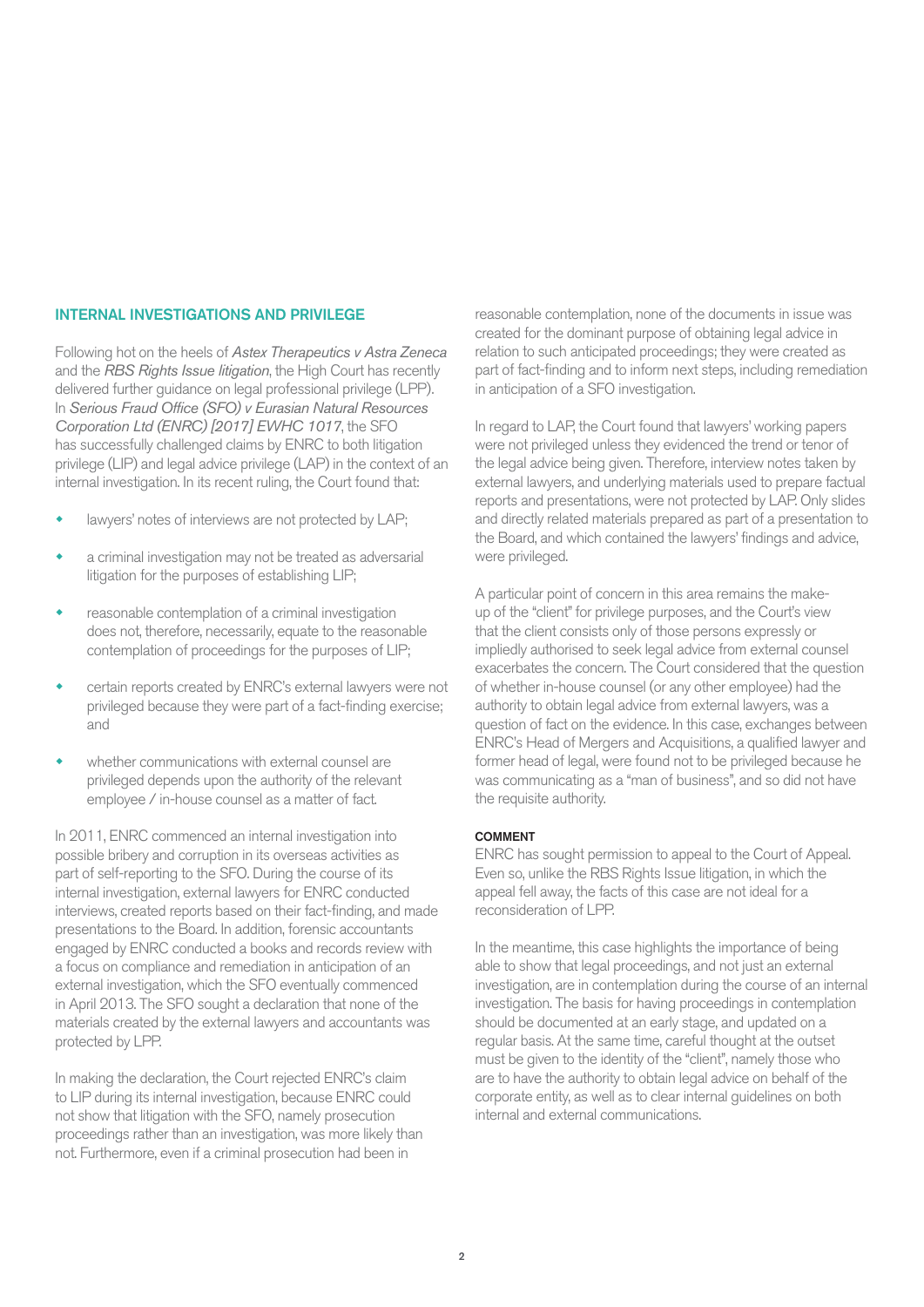## INTERNAL INVESTIGATIONS AND PRIVILEGE

Following hot on the heels of *Astex Therapeutics v Astra Zeneca* and the *RBS Rights Issue litigation*, the High Court has recently delivered further guidance on legal professional privilege (LPP). In *Serious Fraud Office (SFO) v Eurasian Natural Resources Corporation Ltd (ENRC) [2017] EWHC 1017*, the SFO has successfully challenged claims by ENRC to both litigation privilege (LIP) and legal advice privilege (LAP) in the context of an internal investigation. In its recent ruling, the Court found that:

- lawyers' notes of interviews are not protected by LAP;
- a criminal investigation may not be treated as adversarial litigation for the purposes of establishing LIP;
- reasonable contemplation of a criminal investigation does not, therefore, necessarily, equate to the reasonable contemplation of proceedings for the purposes of LIP;
- certain reports created by ENRC's external lawyers were not privileged because they were part of a fact-finding exercise; and
- whether communications with external counsel are privileged depends upon the authority of the relevant employee / in-house counsel as a matter of fact.

In 2011, ENRC commenced an internal investigation into possible bribery and corruption in its overseas activities as part of self-reporting to the SFO. During the course of its internal investigation, external lawyers for ENRC conducted interviews, created reports based on their fact-finding, and made presentations to the Board. In addition, forensic accountants engaged by ENRC conducted a books and records review with a focus on compliance and remediation in anticipation of an external investigation, which the SFO eventually commenced in April 2013. The SFO sought a declaration that none of the materials created by the external lawyers and accountants was protected by LPP.

In making the declaration, the Court rejected ENRC's claim to LIP during its internal investigation, because ENRC could not show that litigation with the SFO, namely prosecution proceedings rather than an investigation, was more likely than not. Furthermore, even if a criminal prosecution had been in reasonable contemplation, none of the documents in issue was created for the dominant purpose of obtaining legal advice in relation to such anticipated proceedings; they were created as part of fact-finding and to inform next steps, including remediation in anticipation of a SFO investigation.

In regard to LAP, the Court found that lawyers' working papers were not privileged unless they evidenced the trend or tenor of the legal advice being given. Therefore, interview notes taken by external lawyers, and underlying materials used to prepare factual reports and presentations, were not protected by LAP. Only slides and directly related materials prepared as part of a presentation to the Board, and which contained the lawyers' findings and advice, were privileged.

A particular point of concern in this area remains the make-up of the "client" for privilege purposes, and the Court's view that the client consists only of those persons expressly or impliedly authorised to seek legal advice from external counsel exacerbates the concern. The Court considered that the question of whether in-house counsel (or any other employee) had the authority to obtain legal advice from external lawyers, was a question of fact on the evidence. In this case, exchanges between ENRC's Head of Mergers and Acquisitions, a qualified lawyer and former head of legal, were found not to be privileged because he was communicating as a "man of business", and so did not have the requisite authority.

**COMMENT**

ENRC has sought permission to appeal to the Court of Appeal. Even so, unlike the RBS Rights Issue litigation, in which the appeal fell away, the facts of this case are not ideal for a reconsideration of LPP.

In the meantime, this case highlights the importance of being able to show that legal proceedings, and not just an external investigation, are in contemplation during the course of an internal investigation. The basis for having proceedings in contemplation should be documented at an early stage, and updated on a regular basis. At the same time, careful thought at the outset must be given to the identity of the "client", namely those who are to have the authority to obtain legal advice on behalf of the corporate entity, as well as to clear internal guidelines on both internal and external communications.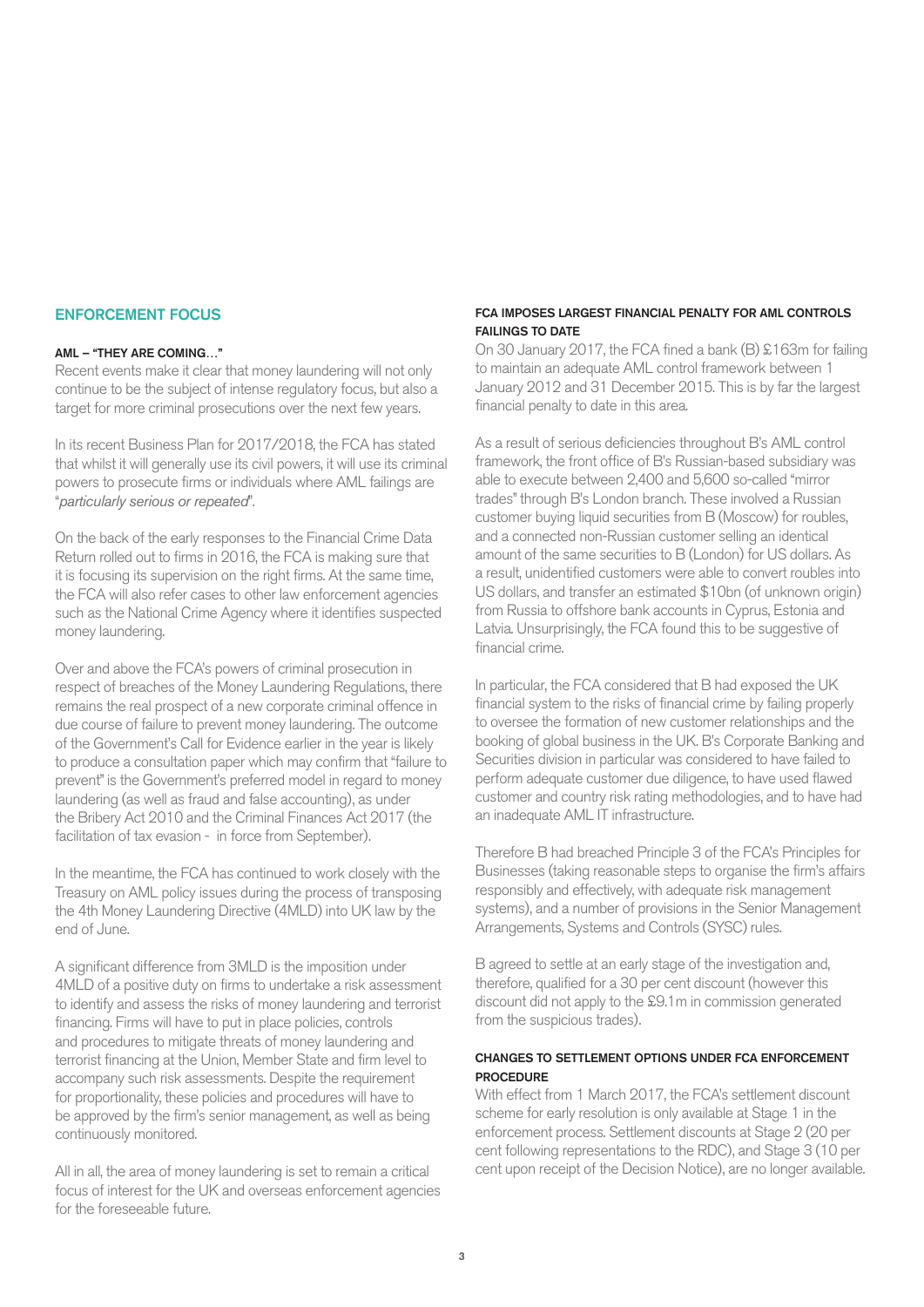## ENFORCEMENT FOCUS

### AML – "THEY ARE COMING…"

Recent events make it clear that money laundering will not only continue to be the subject of intense regulatory focus, but also a target for more criminal prosecutions over the next few years.

In its recent Business Plan for 2017/2018, the FCA has stated that whilst it will generally use its civil powers, it will use its criminal powers to prosecute firms or individuals where AML failings are "*particularly serious or repeated*".

On the back of the early responses to the Financial Crime Data Return rolled out to firms in 2016, the FCA is making sure that it is focusing its supervision on the right firms. At the same time, the FCA will also refer cases to other law enforcement agencies such as the National Crime Agency where it identifies suspected money laundering.

Over and above the FCA's powers of criminal prosecution in respect of breaches of the Money Laundering Regulations, there remains the real prospect of a new corporate criminal offence in due course of failure to prevent money laundering. The outcome of the Government's Call for Evidence earlier in the year is likely to produce a consultation paper which may confirm that "failure to prevent" is the Government's preferred model in regard to money laundering (as well as fraud and false accounting), as under the Bribery Act 2010 and the Criminal Finances Act 2017 (the facilitation of tax evasion - in force from September).

In the meantime, the FCA has continued to work closely with the Treasury on AML policy issues during the process of transposing the 4th Money Laundering Directive (4MLD) into UK law by the end of June.

A significant difference from 3MLD is the imposition under 4MLD of a positive duty on firms to undertake a risk assessment to identify and assess the risks of money laundering and terrorist financing. Firms will have to put in place policies, controls and procedures to mitigate threats of money laundering and terrorist financing at the Union, Member State and firm level to accompany such risk assessments. Despite the requirement for proportionality, these policies and procedures will have to be approved by the firm's senior management, as well as being continuously monitored.

All in all, the area of money laundering is set to remain a critical focus of interest for the UK and overseas enforcement agencies for the foreseeable future.

### FCA IMPOSES LARGEST FINANCIAL PENALTY FOR AML CONTROLS FAILINGS TO DATE

On 30 January 2017, the FCA fined a bank (B) £163m for failing to maintain an adequate AML control framework between 1 January 2012 and 31 December 2015. This is by far the largest financial penalty to date in this area.

As a result of serious deficiencies throughout B's AML control framework, the front office of B's Russian-based subsidiary was able to execute between 2,400 and 5,600 so-called "mirror trades" through B's London branch. These involved a Russian customer buying liquid securities from B (Moscow) for roubles, and a connected non-Russian customer selling an identical amount of the same securities to B (London) for US dollars. As a result, unidentified customers were able to convert roubles into US dollars, and transfer an estimated $10bn (of unknown origin) from Russia to offshore bank accounts in Cyprus, Estonia and Latvia. Unsurprisingly, the FCA found this to be suggestive of financial crime.

In particular, the FCA considered that B had exposed the UK financial system to the risks of financial crime by failing properly to oversee the formation of new customer relationships and the booking of global business in the UK. B's Corporate Banking and Securities division in particular was considered to have failed to perform adequate customer due diligence, to have used flawed customer and country risk rating methodologies, and to have had an inadequate AML IT infrastructure.

Therefore B had breached Principle 3 of the FCA's Principles for Businesses (taking reasonable steps to organise the firm's affairs responsibly and effectively, with adequate risk management systems), and a number of provisions in the Senior Management Arrangements, Systems and Controls (SYSC) rules.

B agreed to settle at an early stage of the investigation and, therefore, qualified for a 30 per cent discount (however this discount did not apply to the £9.1m in commission generated from the suspicious trades).

### CHANGES TO SETTLEMENT OPTIONS UNDER FCA ENFORCEMENT PROCEDURE

With effect from 1 March 2017, the FCA's settlement discount scheme for early resolution is only available at Stage 1 in the enforcement process. Settlement discounts at Stage 2 (20 per cent following representations to the RDC), and Stage 3 (10 per cent upon receipt of the Decision Notice), are no longer available.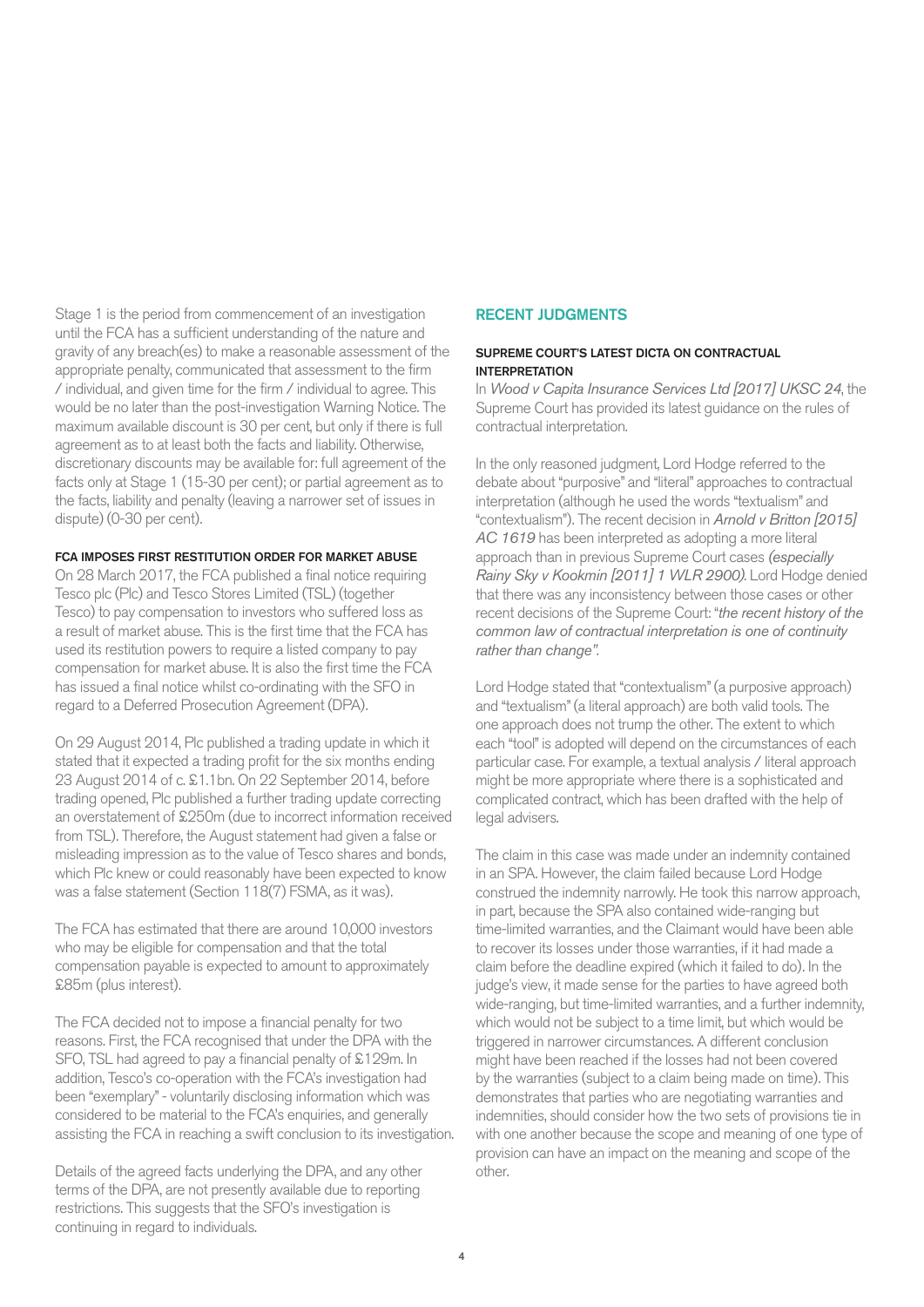Stage 1 is the period from commencement of an investigation until the FCA has a sufficient understanding of the nature and gravity of any breach(es) to make a reasonable assessment of the appropriate penalty, communicated that assessment to the firm / individual, and given time for the firm / individual to agree. This would be no later than the post-investigation Warning Notice. The maximum available discount is 30 per cent, but only if there is full agreement as to at least both the facts and liability. Otherwise, discretionary discounts may be available for: full agreement of the facts only at Stage 1 (15-30 per cent); or partial agreement as to the facts, liability and penalty (leaving a narrower set of issues in dispute) (0-30 per cent).

#### FCA IMPOSES FIRST RESTITUTION ORDER FOR MARKET ABUSE

On 28 March 2017, the FCA published a final notice requiring Tesco plc (Plc) and Tesco Stores Limited (TSL) (together Tesco) to pay compensation to investors who suffered loss as a result of market abuse. This is the first time that the FCA has used its restitution powers to require a listed company to pay compensation for market abuse. It is also the first time the FCA has issued a final notice whilst co-ordinating with the SFO in regard to a Deferred Prosecution Agreement (DPA).

On 29 August 2014, Plc published a trading update in which it stated that it expected a trading profit for the six months ending 23 August 2014 of c. £1.1bn. On 22 September 2014, before trading opened, Plc published a further trading update correcting an overstatement of £250m (due to incorrect information received from TSL). Therefore, the August statement had given a false or misleading impression as to the value of Tesco shares and bonds, which Plc knew or could reasonably have been expected to know was a false statement (Section 118(7) FSMA, as it was).

The FCA has estimated that there are around 10,000 investors who may be eligible for compensation and that the total compensation payable is expected to amount to approximately £85m (plus interest).

The FCA decided not to impose a financial penalty for two reasons. First, the FCA recognised that under the DPA with the SFO, TSL had agreed to pay a financial penalty of £129m. In addition, Tesco's co-operation with the FCA's investigation had been "exemplary" - voluntarily disclosing information which was considered to be material to the FCA's enquiries, and generally assisting the FCA in reaching a swift conclusion to its investigation.

Details of the agreed facts underlying the DPA, and any other terms of the DPA, are not presently available due to reporting restrictions. This suggests that the SFO's investigation is continuing in regard to individuals.

## RECENT JUDGMENTS

#### SUPREME COURT'S LATEST DICTA ON CONTRACTUAL INTERPRETATION

In *Wood v Capita Insurance Services Ltd [2017] UKSC 24*, the Supreme Court has provided its latest guidance on the rules of contractual interpretation.

In the only reasoned judgment, Lord Hodge referred to the debate about "purposive" and "literal" approaches to contractual interpretation (although he used the words "textualism" and "contextualism"). The recent decision in *Arnold v Britton [2015] AC 1619* has been interpreted as adopting a more literal approach than in previous Supreme Court cases *(especially Rainy Sky v Kookmin [2011] 1 WLR 2900)*. Lord Hodge denied that there was any inconsistency between those cases or other recent decisions of the Supreme Court: "*the recent history of the common law of contractual interpretation is one of continuity rather than change".*

Lord Hodge stated that "contextualism" (a purposive approach) and "textualism" (a literal approach) are both valid tools. The one approach does not trump the other. The extent to which each "tool" is adopted will depend on the circumstances of each particular case. For example, a textual analysis / literal approach might be more appropriate where there is a sophisticated and complicated contract, which has been drafted with the help of legal advisers.

The claim in this case was made under an indemnity contained in an SPA. However, the claim failed because Lord Hodge construed the indemnity narrowly. He took this narrow approach, in part, because the SPA also contained wide-ranging but time-limited warranties, and the Claimant would have been able to recover its losses under those warranties, if it had made a claim before the deadline expired (which it failed to do). In the judge's view, it made sense for the parties to have agreed both wide-ranging, but time-limited warranties, and a further indemnity, which would not be subject to a time limit, but which would be triggered in narrower circumstances. A different conclusion might have been reached if the losses had not been covered by the warranties (subject to a claim being made on time). This demonstrates that parties who are negotiating warranties and indemnities, should consider how the two sets of provisions tie in with one another because the scope and meaning of one type of provision can have an impact on the meaning and scope of the other.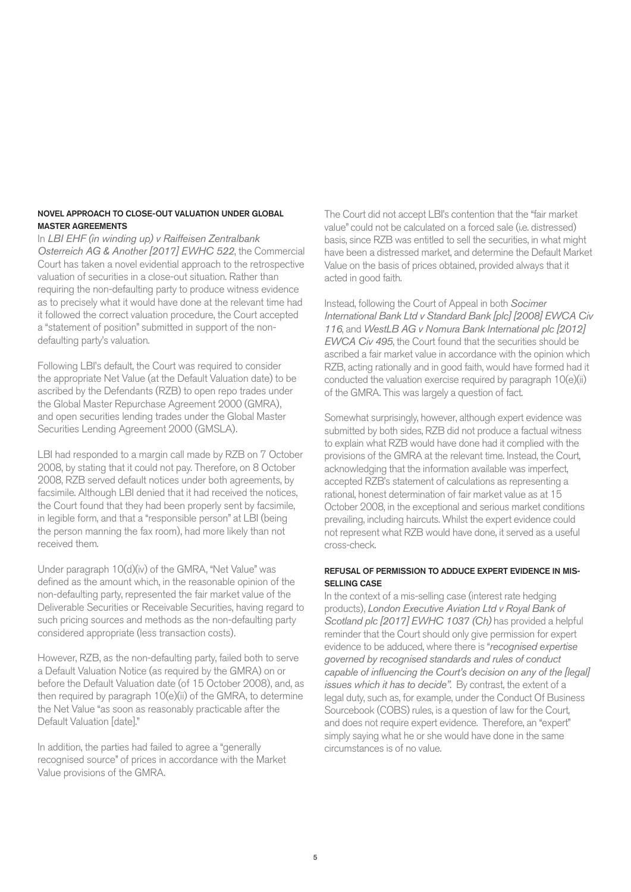### NOVEL APPROACH TO CLOSE-OUT VALUATION UNDER GLOBAL MASTER AGREEMENTS

In *LBI EHF (in winding up) v Raiffeisen Zentralbank Osterreich AG & Another [2017] EWHC 522*, the Commercial Court has taken a novel evidential approach to the retrospective valuation of securities in a close-out situation. Rather than requiring the non-defaulting party to produce witness evidence as to precisely what it would have done at the relevant time had it followed the correct valuation procedure, the Court accepted a "statement of position" submitted in support of the non-defaulting party's valuation.

Following LBI's default, the Court was required to consider the appropriate Net Value (at the Default Valuation date) to be ascribed by the Defendants (RZB) to open repo trades under the Global Master Repurchase Agreement 2000 (GMRA), and open securities lending trades under the Global Master Securities Lending Agreement 2000 (GMSLA).

LBI had responded to a margin call made by RZB on 7 October 2008, by stating that it could not pay. Therefore, on 8 October 2008, RZB served default notices under both agreements, by facsimile. Although LBI denied that it had received the notices, the Court found that they had been properly sent by facsimile, in legible form, and that a "responsible person" at LBI (being the person manning the fax room), had more likely than not received them.

Under paragraph 10(d)(iv) of the GMRA, "Net Value" was defined as the amount which, in the reasonable opinion of the non-defaulting party, represented the fair market value of the Deliverable Securities or Receivable Securities, having regard to such pricing sources and methods as the non-defaulting party considered appropriate (less transaction costs).

However, RZB, as the non-defaulting party, failed both to serve a Default Valuation Notice (as required by the GMRA) on or before the Default Valuation date (of 15 October 2008), and, as then required by paragraph 10(e)(ii) of the GMRA, to determine the Net Value "as soon as reasonably practicable after the Default Valuation [date]."

In addition, the parties had failed to agree a "generally recognised source" of prices in accordance with the Market Value provisions of the GMRA.

The Court did not accept LBI's contention that the "fair market value" could not be calculated on a forced sale (i.e. distressed) basis, since RZB was entitled to sell the securities, in what might have been a distressed market, and determine the Default Market Value on the basis of prices obtained, provided always that it acted in good faith.

Instead, following the Court of Appeal in both *Socimer International Bank Ltd v Standard Bank [plc] [2008] EWCA Civ 116*, and *WestLB AG v Nomura Bank International plc [2012] EWCA Civ 495*, the Court found that the securities should be ascribed a fair market value in accordance with the opinion which RZB, acting rationally and in good faith, would have formed had it conducted the valuation exercise required by paragraph 10(e)(ii) of the GMRA. This was largely a question of fact.

Somewhat surprisingly, however, although expert evidence was submitted by both sides, RZB did not produce a factual witness to explain what RZB would have done had it complied with the provisions of the GMRA at the relevant time. Instead, the Court, acknowledging that the information available was imperfect, accepted RZB's statement of calculations as representing a rational, honest determination of fair market value as at 15 October 2008, in the exceptional and serious market conditions prevailing, including haircuts. Whilst the expert evidence could not represent what RZB would have done, it served as a useful cross-check.

### REFUSAL OF PERMISSION TO ADDUCE EXPERT EVIDENCE IN MIS-SELLING CASE

In the context of a mis-selling case (interest rate hedging products), *London Executive Aviation Ltd v Royal Bank of Scotland plc [2017] EWHC 1037 (Ch)* has provided a helpful reminder that the Court should only give permission for expert evidence to be adduced, where there is "*recognised expertise governed by recognised standards and rules of conduct capable of influencing the Court's decision on any of the [legal] issues which it has to decide*". By contrast, the extent of a legal duty, such as, for example, under the Conduct Of Business Sourcebook (COBS) rules, is a question of law for the Court, and does not require expert evidence. Therefore, an "expert" simply saying what he or she would have done in the same circumstances is of no value.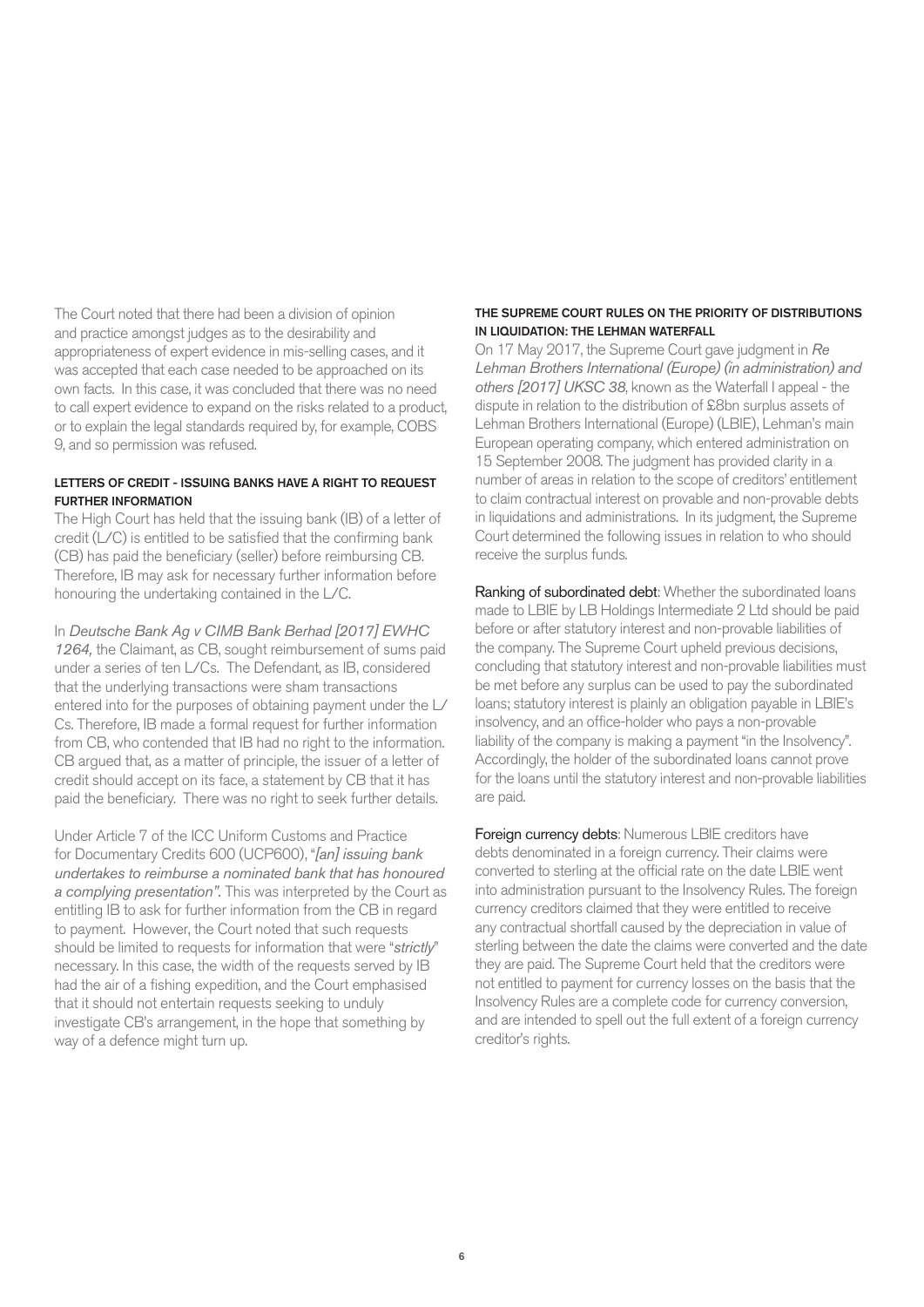The Court noted that there had been a division of opinion and practice amongst judges as to the desirability and appropriateness of expert evidence in mis-selling cases, and it was accepted that each case needed to be approached on its own facts. In this case, it was concluded that there was no need to call expert evidence to expand on the risks related to a product, or to explain the legal standards required by, for example, COBS 9, and so permission was refused.

### LETTERS OF CREDIT - ISSUING BANKS HAVE A RIGHT TO REQUEST FURTHER INFORMATION

The High Court has held that the issuing bank (IB) of a letter of credit (L/C) is entitled to be satisfied that the confirming bank (CB) has paid the beneficiary (seller) before reimbursing CB. Therefore, IB may ask for necessary further information before honouring the undertaking contained in the L/C.

In *Deutsche Bank Ag v CIMB Bank Berhad [2017] EWHC 1264,* the Claimant, as CB, sought reimbursement of sums paid under a series of ten L/Cs. The Defendant, as IB, considered that the underlying transactions were sham transactions entered into for the purposes of obtaining payment under the L/Cs. Therefore, IB made a formal request for further information from CB, who contended that IB had no right to the information. CB argued that, as a matter of principle, the issuer of a letter of credit should accept on its face, a statement by CB that it has paid the beneficiary. There was no right to seek further details.

Under Article 7 of the ICC Uniform Customs and Practice for Documentary Credits 600 (UCP600), "*[an] issuing bank undertakes to reimburse a nominated bank that has honoured a complying presentation*". This was interpreted by the Court as entitling IB to ask for further information from the CB in regard to payment. However, the Court noted that such requests should be limited to requests for information that were "*strictly*" necessary. In this case, the width of the requests served by IB had the air of a fishing expedition, and the Court emphasised that it should not entertain requests seeking to unduly investigate CB's arrangement, in the hope that something by way of a defence might turn up.

### THE SUPREME COURT RULES ON THE PRIORITY OF DISTRIBUTIONS IN LIQUIDATION: THE LEHMAN WATERFALL

On 17 May 2017, the Supreme Court gave judgment in *Re Lehman Brothers International (Europe) (in administration) and others [2017] UKSC 38*, known as the Waterfall I appeal - the dispute in relation to the distribution of £8bn surplus assets of Lehman Brothers International (Europe) (LBIE), Lehman's main European operating company, which entered administration on 15 September 2008. The judgment has provided clarity in a number of areas in relation to the scope of creditors' entitlement to claim contractual interest on provable and non-provable debts in liquidations and administrations. In its judgment, the Supreme Court determined the following issues in relation to who should receive the surplus funds.

**Ranking of subordinated debt**: Whether the subordinated loans made to LBIE by LB Holdings Intermediate 2 Ltd should be paid before or after statutory interest and non-provable liabilities of the company. The Supreme Court upheld previous decisions, concluding that statutory interest and non-provable liabilities must be met before any surplus can be used to pay the subordinated loans; statutory interest is plainly an obligation payable in LBIE's insolvency, and an office-holder who pays a non-provable liability of the company is making a payment "in the Insolvency". Accordingly, the holder of the subordinated loans cannot prove for the loans until the statutory interest and non-provable liabilities are paid.

**Foreign currency debts**: Numerous LBIE creditors have debts denominated in a foreign currency. Their claims were converted to sterling at the official rate on the date LBIE went into administration pursuant to the Insolvency Rules. The foreign currency creditors claimed that they were entitled to receive any contractual shortfall caused by the depreciation in value of sterling between the date the claims were converted and the date they are paid. The Supreme Court held that the creditors were not entitled to payment for currency losses on the basis that the Insolvency Rules are a complete code for currency conversion, and are intended to spell out the full extent of a foreign currency creditor's rights.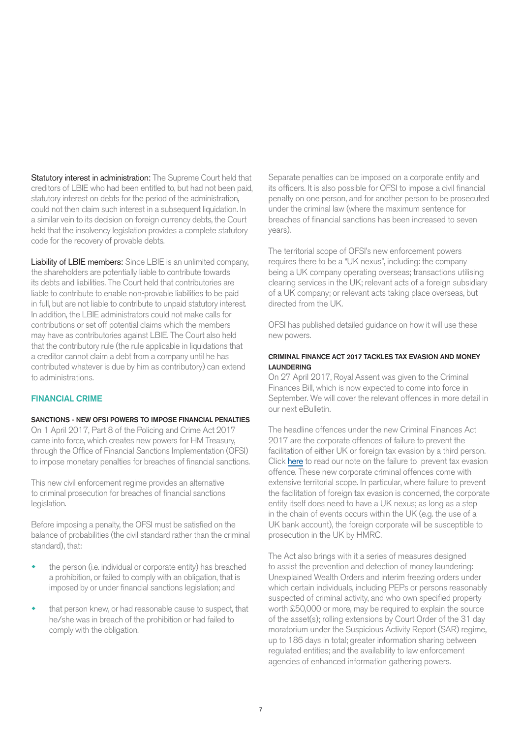**Statutory interest in administration:** The Supreme Court held that creditors of LBIE who had been entitled to, but had not been paid, statutory interest on debts for the period of the administration, could not then claim such interest in a subsequent liquidation. In a similar vein to its decision on foreign currency debts, the Court held that the insolvency legislation provides a complete statutory code for the recovery of provable debts.

**Liability of LBIE members:** Since LBIE is an unlimited company, the shareholders are potentially liable to contribute towards its debts and liabilities. The Court held that contributories are liable to contribute to enable non-provable liabilities to be paid in full, but are not liable to contribute to unpaid statutory interest. In addition, the LBIE administrators could not make calls for contributions or set off potential claims which the members may have as contributories against LBIE. The Court also held that the contributory rule (the rule applicable in liquidations that a creditor cannot claim a debt from a company until he has contributed whatever is due by him as contributory) can extend to administrations.

## FINANCIAL CRIME

### SANCTIONS - NEW OFSI POWERS TO IMPOSE FINANCIAL PENALTIES

On 1 April 2017, Part 8 of the Policing and Crime Act 2017 came into force, which creates new powers for HM Treasury, through the Office of Financial Sanctions Implementation (OFSI) to impose monetary penalties for breaches of financial sanctions.

This new civil enforcement regime provides an alternative to criminal prosecution for breaches of financial sanctions legislation.

Before imposing a penalty, the OFSI must be satisfied on the balance of probabilities (the civil standard rather than the criminal standard), that:

- the person (i.e. individual or corporate entity) has breached a prohibition, or failed to comply with an obligation, that is imposed by or under financial sanctions legislation; and
- that person knew, or had reasonable cause to suspect, that he/she was in breach of the prohibition or had failed to comply with the obligation.

Separate penalties can be imposed on a corporate entity and its officers. It is also possible for OFSI to impose a civil financial penalty on one person, and for another person to be prosecuted under the criminal law (where the maximum sentence for breaches of financial sanctions has been increased to seven years).

The territorial scope of OFSI's new enforcement powers requires there to be a "UK nexus", including: the company being a UK company operating overseas; transactions utilising clearing services in the UK; relevant acts of a foreign subsidiary of a UK company; or relevant acts taking place overseas, but directed from the UK.

OFSI has published detailed guidance on how it will use these new powers.

### CRIMINAL FINANCE ACT 2017 TACKLES TAX EVASION AND MONEY LAUNDERING

On 27 April 2017, Royal Assent was given to the Criminal Finances Bill, which is now expected to come into force in September. We will cover the relevant offences in more detail in our next eBulletin.

The headline offences under the new Criminal Finances Act 2017 are the corporate offences of failure to prevent the facilitation of either UK or foreign tax evasion by a third person. Click here to read our note on the failure to prevent tax evasion offence. These new corporate criminal offences come with extensive territorial scope. In particular, where failure to prevent the facilitation of foreign tax evasion is concerned, the corporate entity itself does need to have a UK nexus; as long as a step in the chain of events occurs within the UK (e.g. the use of a UK bank account), the foreign corporate will be susceptible to prosecution in the UK by HMRC.

The Act also brings with it a series of measures designed to assist the prevention and detection of money laundering: Unexplained Wealth Orders and interim freezing orders under which certain individuals, including PEPs or persons reasonably suspected of criminal activity, and who own specified property worth £50,000 or more, may be required to explain the source of the asset(s); rolling extensions by Court Order of the 31 day moratorium under the Suspicious Activity Report (SAR) regime, up to 186 days in total; greater information sharing between regulated entities; and the availability to law enforcement agencies of enhanced information gathering powers.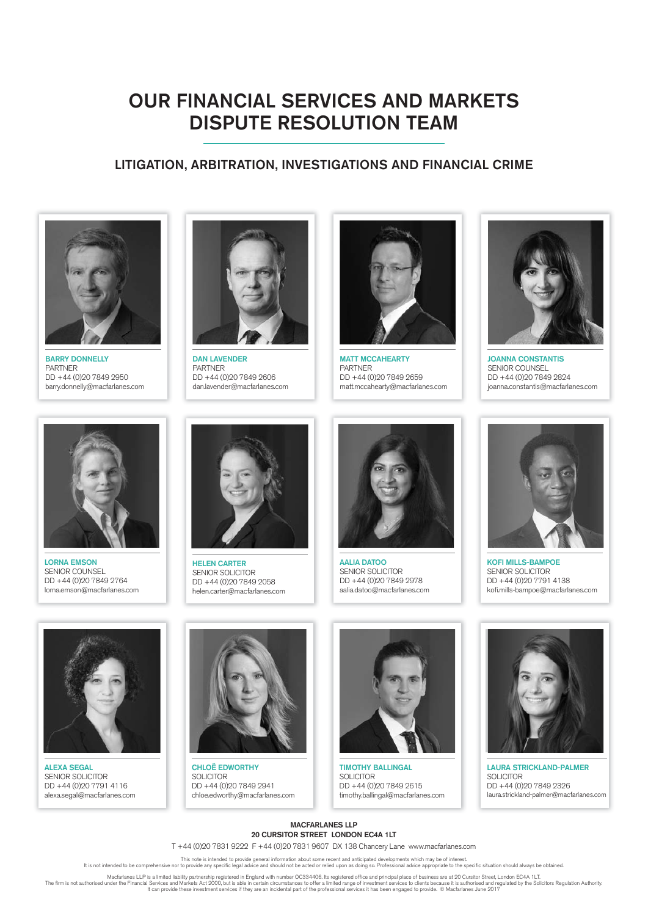# OUR FINANCIAL SERVICES AND MARKETS DISPUTE RESOLUTION TEAM

## LITIGATION, ARBITRATION, INVESTIGATIONS AND FINANCIAL CRIME

**BARRY DONNELLY**
PARTNER
DD +44 (0)20 7849 2950
barry.donnelly@macfarlanes.com

**DAN LAVENDER**
PARTNER
DD +44 (0)20 7849 2606
dan.lavender@macfarlanes.com

**MATT MCCAHEARTY**
PARTNER
DD +44 (0)20 7849 2659
matt.mccahearty@macfarlanes.com

**JOANNA CONSTANTIS**
SENIOR COUNSEL
DD +44 (0)20 7849 2824
joanna.constantis@macfarlanes.com

**LORNA EMSON**
SENIOR COUNSEL
DD +44 (0)20 7849 2764
lorna.emson@macfarlanes.com

**HELEN CARTER**
SENIOR SOLICITOR
DD +44 (0)20 7849 2058
helen.carter@macfarlanes.com

**AALIA DATOO**
SENIOR SOLICITOR
DD +44 (0)20 7849 2978
aalia.datoo@macfarlanes.com

**KOFI MILLS-BAMPOE**
SENIOR SOLICITOR
DD +44 (0)20 7791 4138
kofi.mills-bampoe@macfarlanes.com

**ALEXA SEGAL**
SENIOR SOLICITOR
DD +44 (0)20 7791 4116
alexa.segal@macfarlanes.com

**CHLOË EDWORTHY**
SOLICITOR
DD +44 (0)20 7849 2941
chloe.edworthy@macfarlanes.com

**TIMOTHY BALLINGAL**
SOLICITOR
DD +44 (0)20 7849 2615
timothy.ballingal@macfarlanes.com

**LAURA STRICKLAND-PALMER**
SOLICITOR
DD +44 (0)20 7849 2326
laura.strickland-palmer@macfarlanes.com

**MACFARLANES LLP**
**20 CURSITOR STREET LONDON EC4A 1LT**

T +44 (0)20 7831 9222 F +44 (0)20 7831 9607 DX 138 Chancery Lane www.macfarlanes.com

This note is intended to provide general information about some recent and anticipated developments which may be of interest.
It is not intended to be comprehensive nor to provide any specific legal advice and should not be acted or relied upon as doing so. Professional advice appropriate to the specific situation should always be obtained.

Macfarlanes LLP is a limited liability partnership registered in England with number OC334406. Its registered office and principal place of business are at 20 Cursitor Street, London EC4A 1LT.
The firm is not authorised under the Financial Services and Markets Act 2000, but is able in certain circumstances to offer a limited range of investment services to clients because it is authorised and regulated by the Solicitors Regulation Authority.
It can provide these investment services if they are an incidental part of the professional services it has been engaged to provide. © Macfarlanes June 2017